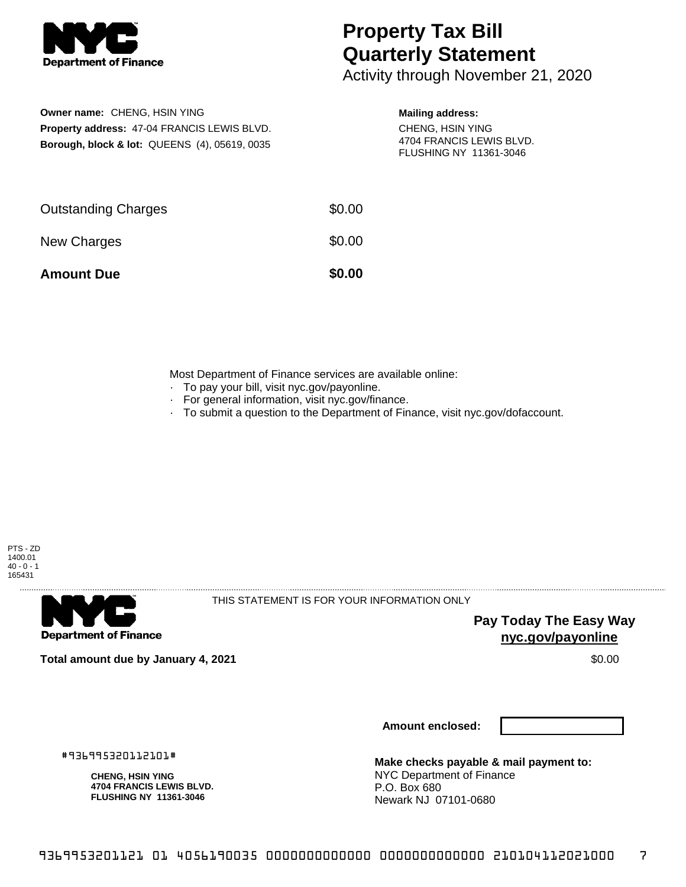**Department of Finance**

# Property Tax Bill Quarterly Statement

Activity through November 21, 2020

**Owner name:** CHENG, HSIN YING
**Property address:** 47-04 FRANCIS LEWIS BLVD.
**Borough, block & lot:** QUEENS (4), 05619, 0035

**Mailing address:**
CHENG, HSIN YING
4704 FRANCIS LEWIS BLVD.
FLUSHING NY 11361-3046

| | |
|---|---|
| Outstanding Charges | $0.00 |
| New Charges | $0.00 |
| **Amount Due** | **$0.00** |

Most Department of Finance services are available online:
- To pay your bill, visit nyc.gov/payonline.
- For general information, visit nyc.gov/finance.
- To submit a question to the Department of Finance, visit nyc.gov/dofaccount.

PTS - ZD
1400.01
40 - 0 - 1
165431

**Department of Finance**

THIS STATEMENT IS FOR YOUR INFORMATION ONLY

**Pay Today The Easy Way**
**nyc.gov/payonline**

**Total amount due by January 4, 2021** $0.00

**Amount enclosed:**

#936995320112101#

**CHENG, HSIN YING**
**4704 FRANCIS LEWIS BLVD.**
**FLUSHING NY 11361-3046**

**Make checks payable & mail payment to:**
NYC Department of Finance
P.O. Box 680
Newark NJ 07101-0680

9369953201121 01 4056190035 0000000000000 0000000000000 210104112021000 7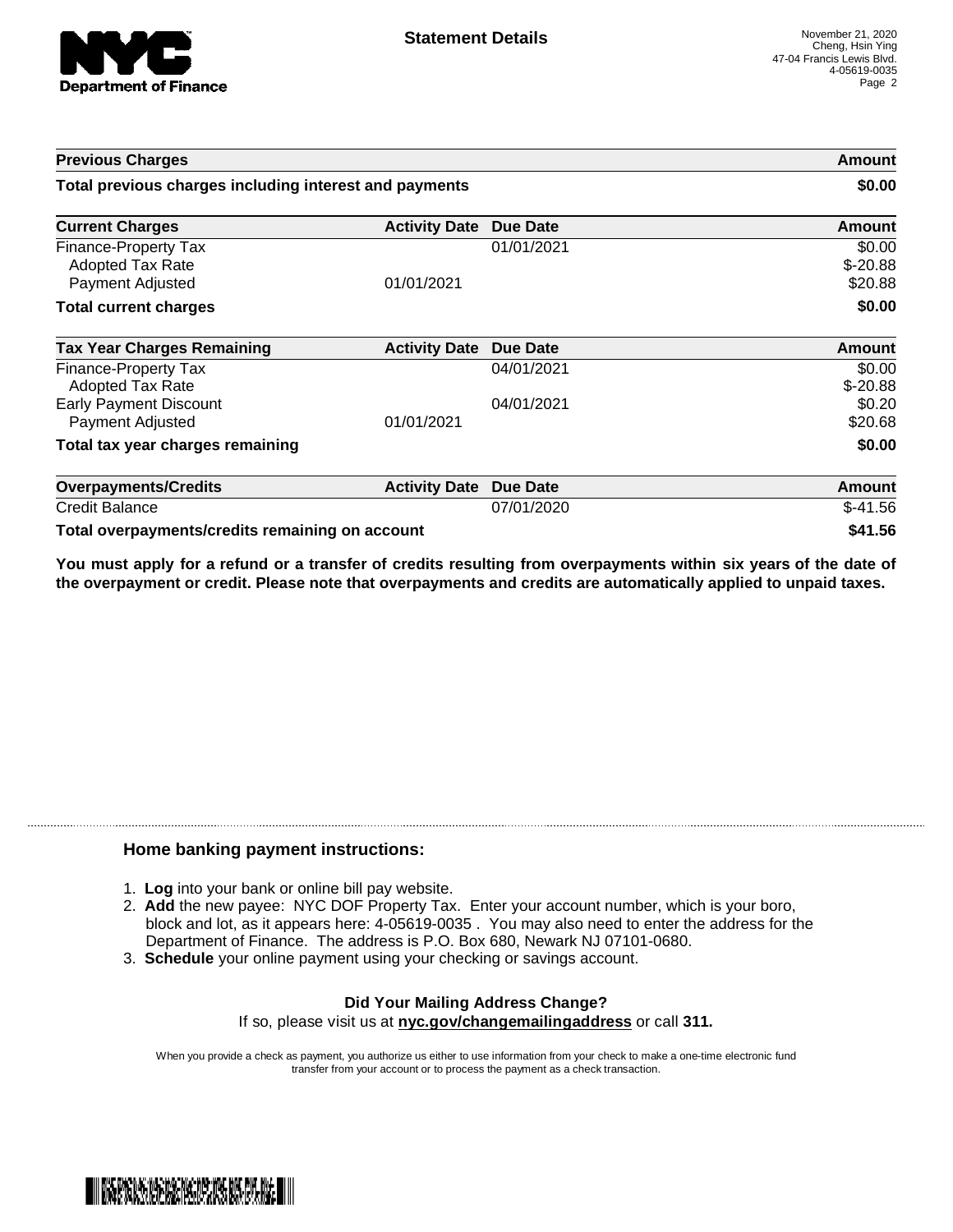# Statement Details

November 21, 2020
Cheng, Hsin Ying
47-04 Francis Lewis Blvd.
4-05619-0035

| Previous Charges | | | Amount |
|---|---|---|---|
| **Total previous charges including interest and payments** | | | **$0.00** |

| Current Charges | Activity Date | Due Date | Amount |
|---|---|---|---|
| Finance-Property Tax | | 01/01/2021 | $0.00 |
| Adopted Tax Rate | | | $-20.88 |
| Payment Adjusted | 01/01/2021 | | $20.88 |
| **Total current charges** | | | **$0.00** |

| Tax Year Charges Remaining | Activity Date | Due Date | Amount |
|---|---|---|---|
| Finance-Property Tax | | 04/01/2021 | $0.00 |
| Adopted Tax Rate | | | $-20.88 |
| Early Payment Discount | | 04/01/2021 | $0.20 |
| Payment Adjusted | 01/01/2021 | | $20.68 |
| **Total tax year charges remaining** | | | **$0.00** |

| Overpayments/Credits | Activity Date | Due Date | Amount |
|---|---|---|---|
| Credit Balance | | 07/01/2020 | $-41.56 |
| **Total overpayments/credits remaining on account** | | | **$41.56** |

**You must apply for a refund or a transfer of credits resulting from overpayments within six years of the date of the overpayment or credit. Please note that overpayments and credits are automatically applied to unpaid taxes.**

## Home banking payment instructions:

1. **Log** into your bank or online bill pay website.
2. **Add** the new payee: NYC DOF Property Tax. Enter your account number, which is your boro, block and lot, as it appears here: 4-05619-0035 . You may also need to enter the address for the Department of Finance. The address is P.O. Box 680, Newark NJ 07101-0680.
3. **Schedule** your online payment using your checking or savings account.

**Did Your Mailing Address Change?**
If so, please visit us at **nyc.gov/changemailingaddress** or call **311.**

When you provide a check as payment, you authorize us either to use information from your check to make a one-time electronic fund transfer from your account or to process the payment as a check transaction.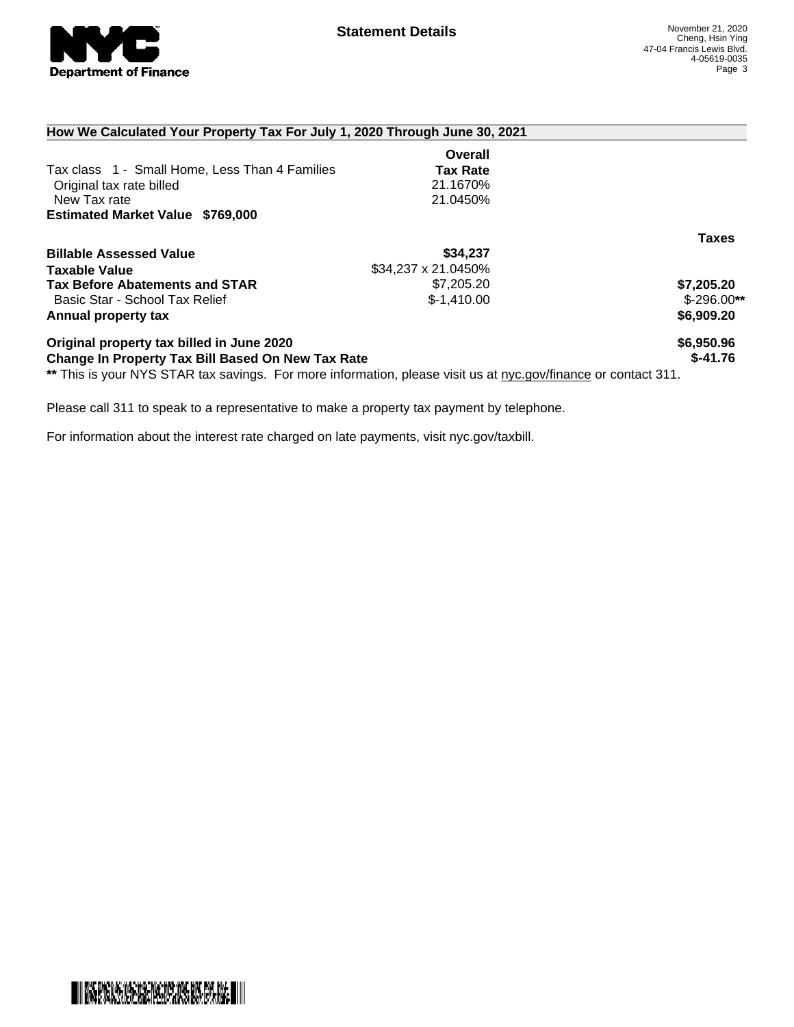## Statement Details

November 21, 2020
Cheng, Hsin Ying
47-04 Francis Lewis Blvd.
4-05619-0035

### How We Calculated Your Property Tax For July 1, 2020 Through June 30, 2021

| | Overall Tax Rate | |
|---|---|---|
| Tax class 1 - Small Home, Less Than 4 Families | | |
| Original tax rate billed | 21.1670% | |
| New Tax rate | 21.0450% | |
| **Estimated Market Value $769,000** | | |
| | | **Taxes** |
| **Billable Assessed Value** | **$34,237** | |
| **Taxable Value** | $34,237 x 21.0450% | |
| **Tax Before Abatements and STAR** | $7,205.20 | **$7,205.20** |
| Basic Star - School Tax Relief | $-1,410.00 | $-296.00** |
| **Annual property tax** | | **$6,909.20** |
| **Original property tax billed in June 2020** | | **$6,950.96** |
| **Change In Property Tax Bill Based On New Tax Rate** | | **$-41.76** |

** This is your NYS STAR tax savings. For more information, please visit us at nyc.gov/finance or contact 311.

Please call 311 to speak to a representative to make a property tax payment by telephone.

For information about the interest rate charged on late payments, visit nyc.gov/taxbill.